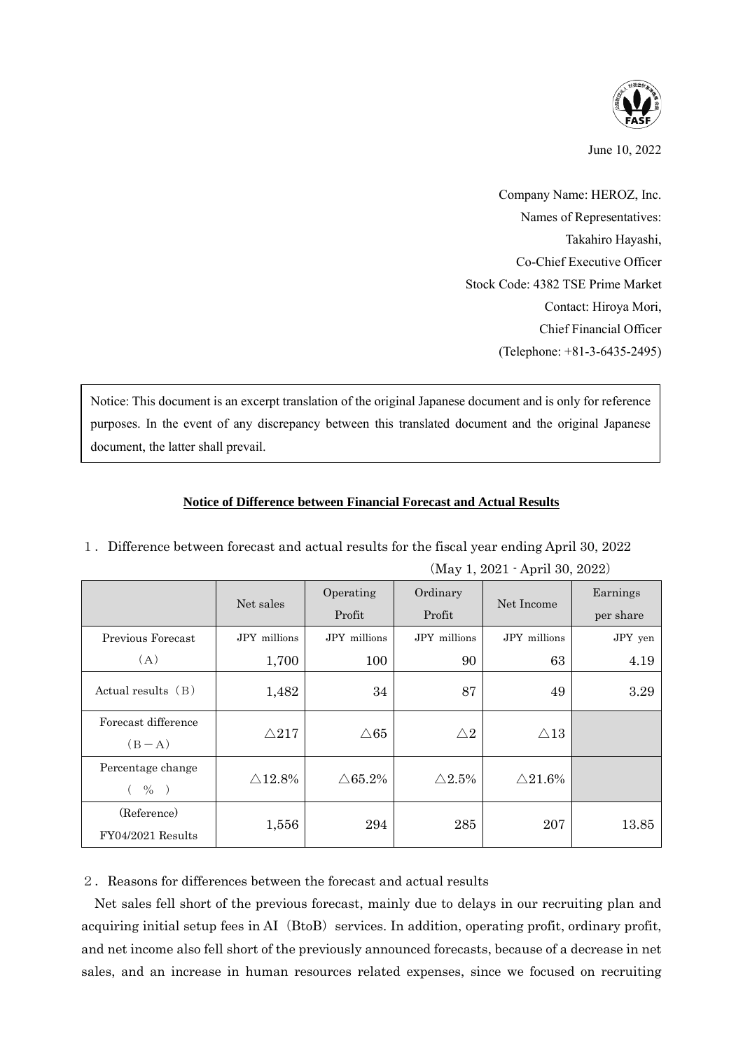June 10, 2022

Company Name: HEROZ, Inc.
Names of Representatives:
Takahiro Hayashi,
Co-Chief Executive Officer
Stock Code: 4382 TSE Prime Market
Contact: Hiroya Mori,
Chief Financial Officer
(Telephone: +81-3-6435-2495)

Notice: This document is an excerpt translation of the original Japanese document and is only for reference purposes. In the event of any discrepancy between this translated document and the original Japanese document, the latter shall prevail.

## Notice of Difference between Financial Forecast and Actual Results

１．Difference between forecast and actual results for the fiscal year ending April 30, 2022

（May 1, 2021 - April 30, 2022）

| | Net sales | Operating Profit | Ordinary Profit | Net Income | Earnings per share |
|---|---|---|---|---|---|
| Previous Forecast（A） | JPY millions 1,700 | JPY millions 100 | JPY millions 90 | JPY millions 63 | JPY yen 4.19 |
| Actual results（B） | 1,482 | 34 | 87 | 49 | 3.29 |
| Forecast difference（B－A） | △217 | △65 | △2 | △13 | |
| Percentage change（ % ） | △12.8% | △65.2% | △2.5% | △21.6% | |
| (Reference) FY04/2021 Results | 1,556 | 294 | 285 | 207 | 13.85 |

２．Reasons for differences between the forecast and actual results

Net sales fell short of the previous forecast, mainly due to delays in our recruiting plan and acquiring initial setup fees in AI（BtoB）services. In addition, operating profit, ordinary profit, and net income also fell short of the previously announced forecasts, because of a decrease in net sales, and an increase in human resources related expenses, since we focused on recruiting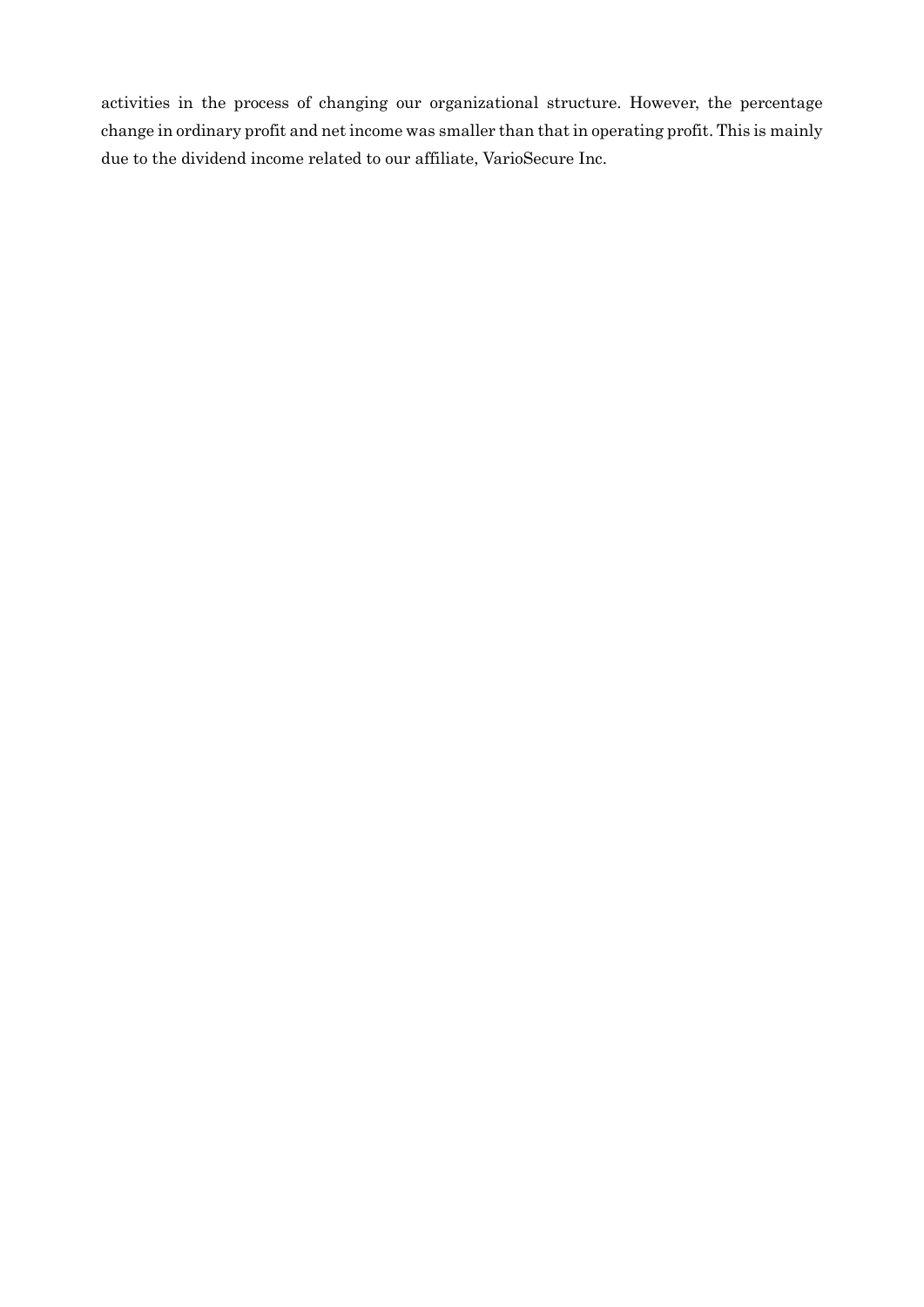activities in the process of changing our organizational structure. However, the percentage change in ordinary profit and net income was smaller than that in operating profit. This is mainly due to the dividend income related to our affiliate, VarioSecure Inc.